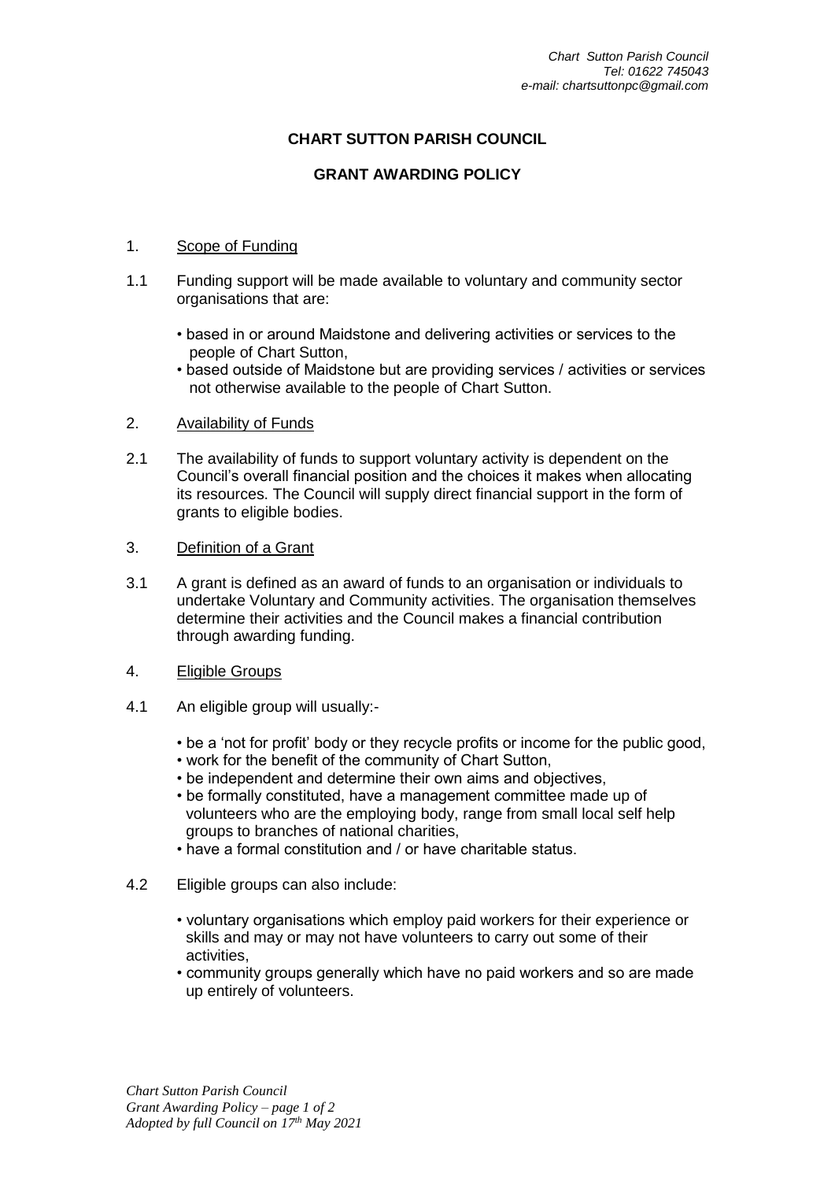*Chart Sutton Parish Council*
*Tel: 01622 745043*
*e-mail: chartsuttonpc@gmail.com*

# CHART SUTTON PARISH COUNCIL

## GRANT AWARDING POLICY

1. Scope of Funding

1.1 Funding support will be made available to voluntary and community sector organisations that are:

- based in or around Maidstone and delivering activities or services to the people of Chart Sutton,
- based outside of Maidstone but are providing services / activities or services not otherwise available to the people of Chart Sutton.

2. Availability of Funds

2.1 The availability of funds to support voluntary activity is dependent on the Council's overall financial position and the choices it makes when allocating its resources. The Council will supply direct financial support in the form of grants to eligible bodies.

3. Definition of a Grant

3.1 A grant is defined as an award of funds to an organisation or individuals to undertake Voluntary and Community activities. The organisation themselves determine their activities and the Council makes a financial contribution through awarding funding.

4. Eligible Groups

4.1 An eligible group will usually:-

- be a 'not for profit' body or they recycle profits or income for the public good,
- work for the benefit of the community of Chart Sutton,
- be independent and determine their own aims and objectives,
- be formally constituted, have a management committee made up of volunteers who are the employing body, range from small local self help groups to branches of national charities,
- have a formal constitution and / or have charitable status.

4.2 Eligible groups can also include:

- voluntary organisations which employ paid workers for their experience or skills and may or may not have volunteers to carry out some of their activities,
- community groups generally which have no paid workers and so are made up entirely of volunteers.

*Chart Sutton Parish Council*
*Grant Awarding Policy*
*Adopted by full Council on 17th May 2021*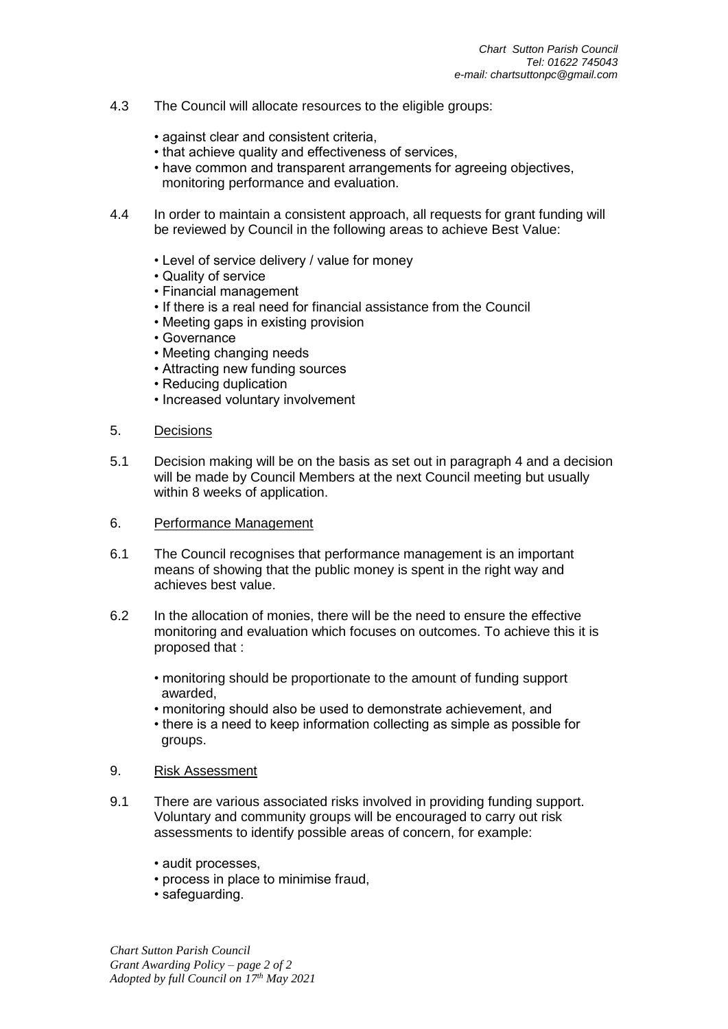4.3 The Council will allocate resources to the eligible groups:

- against clear and consistent criteria,
- that achieve quality and effectiveness of services,
- have common and transparent arrangements for agreeing objectives, monitoring performance and evaluation.

4.4 In order to maintain a consistent approach, all requests for grant funding will be reviewed by Council in the following areas to achieve Best Value:

- Level of service delivery / value for money
- Quality of service
- Financial management
- If there is a real need for financial assistance from the Council
- Meeting gaps in existing provision
- Governance
- Meeting changing needs
- Attracting new funding sources
- Reducing duplication
- Increased voluntary involvement

## 5. Decisions

5.1 Decision making will be on the basis as set out in paragraph 4 and a decision will be made by Council Members at the next Council meeting but usually within 8 weeks of application.

## 6. Performance Management

6.1 The Council recognises that performance management is an important means of showing that the public money is spent in the right way and achieves best value.

6.2 In the allocation of monies, there will be the need to ensure the effective monitoring and evaluation which focuses on outcomes. To achieve this it is proposed that :

- monitoring should be proportionate to the amount of funding support awarded,
- monitoring should also be used to demonstrate achievement, and
- there is a need to keep information collecting as simple as possible for groups.

## 9. Risk Assessment

9.1 There are various associated risks involved in providing funding support. Voluntary and community groups will be encouraged to carry out risk assessments to identify possible areas of concern, for example:

- audit processes,
- process in place to minimise fraud,
- safeguarding.

*Adopted by full Council on 17th May 2021*